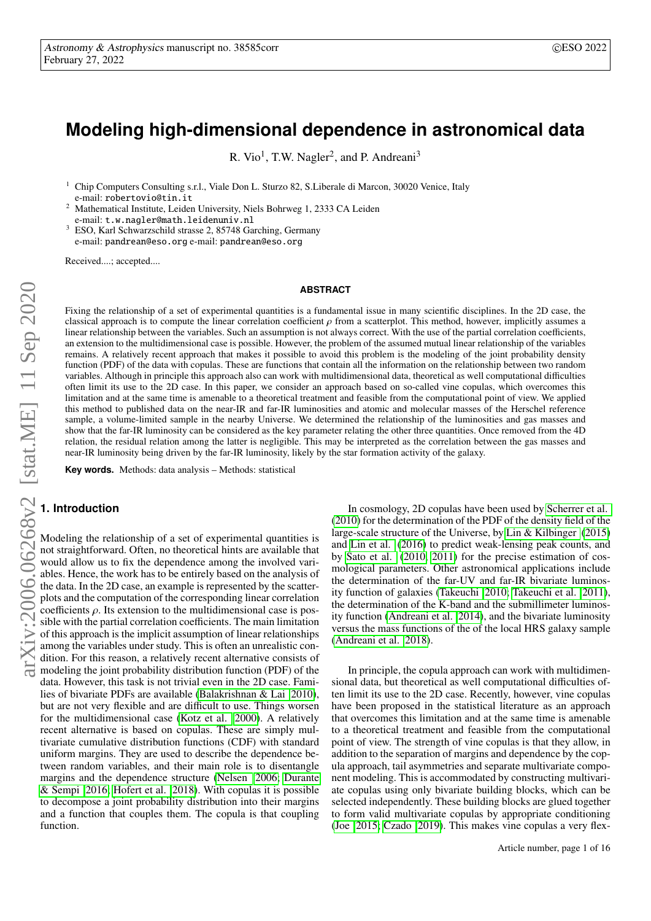# Modeling high-dimensional dependence in astronomical data

R. Vio[1], T.W. Nagler[2], and P. Andreani[3]

[1] Chip Computers Consulting s.r.l., Viale Don L. Sturzo 82, S.Liberale di Marcon, 30020 Venice, Italy
e-mail: robertovio@tin.it

[2] Mathematical Institute, Leiden University, Niels Bohrweg 1, 2333 CA Leiden
e-mail: t.w.nagler@math.leidenuniv.nl

[3] ESO, Karl Schwarzschild strasse 2, 85748 Garching, Germany
e-mail: pandrean@eso.org e-mail: pandrean@eso.org

Received....; accepted....

## ABSTRACT

Fixing the relationship of a set of experimental quantities is a fundamental issue in many scientific disciplines. In the 2D case, the classical approach is to compute the linear correlation coefficient $\rho$ from a scatterplot. This method, however, implicitly assumes a linear relationship between the variables. Such an assumption is not always correct. With the use of the partial correlation coefficients, an extension to the multidimensional case is possible. However, the problem of the assumed mutual linear relationship of the variables remains. A relatively recent approach that makes it possible to avoid this problem is the modeling of the joint probability density function (PDF) of the data with copulas. These are functions that contain all the information on the relationship between two random variables. Although in principle this approach also can work with multidimensional data, theoretical as well computational difficulties often limit its use to the 2D case. In this paper, we consider an approach based on so-called vine copulas, which overcomes this limitation and at the same time is amenable to a theoretical treatment and feasible from the computational point of view. We applied this method to published data on the near-IR and far-IR luminosities and atomic and molecular masses of the Herschel reference sample, a volume-limited sample in the nearby Universe. We determined the relationship of the luminosities and gas masses and show that the far-IR luminosity can be considered as the key parameter relating the other three quantities. Once removed from the 4D relation, the residual relation among the latter is negligible. This may be interpreted as the correlation between the gas masses and near-IR luminosity being driven by the far-IR luminosity, likely by the star formation activity of the galaxy.

**Key words.** Methods: data analysis – Methods: statistical

## 1. Introduction

Modeling the relationship of a set of experimental quantities is not straightforward. Often, no theoretical hints are available that would allow us to fix the dependence among the involved variables. Hence, the work has to be entirely based on the analysis of the data. In the 2D case, an example is represented by the scatterplots and the computation of the corresponding linear correlation coefficients $\rho$. Its extension to the multidimensional case is possible with the partial correlation coefficients. The main limitation of this approach is the implicit assumption of linear relationships among the variables under study. This is often an unrealistic condition. For this reason, a relatively recent alternative consists of modeling the joint probability distribution function (PDF) of the data. However, this task is not trivial even in the 2D case. Families of bivariate PDFs are available (Balakrishnan & Lai 2010), but are not very flexible and are difficult to use. Things worsen for the multidimensional case (Kotz et al. 2000). A relatively recent alternative is based on copulas. These are simply multivariate cumulative distribution functions (CDF) with standard uniform margins. They are used to describe the dependence between random variables, and their main role is to disentangle margins and the dependence structure (Nelsen 2006; Durante & Sempi 2016; Hofert et al. 2018). With copulas it is possible to decompose a joint probability distribution into their margins and a function that couples them. The copula is that coupling function.

In cosmology, 2D copulas have been used by Scherrer et al. (2010) for the determination of the PDF of the density field of the large-scale structure of the Universe, by Lin & Kilbinger (2015) and Lin et al. (2016) to predict weak-lensing peak counts, and by Sato et al. (2010, 2011) for the precise estimation of cosmological parameters. Other astronomical applications include the determination of the far-UV and far-IR bivariate luminosity function of galaxies (Takeuchi 2010; Takeuchi et al. 2011), the determination of the K-band and the submillimeter luminosity function (Andreani et al. 2014), and the bivariate luminosity versus the mass functions of the of the local HRS galaxy sample (Andreani et al. 2018).

In principle, the copula approach can work with multidimensional data, but theoretical as well computational difficulties often limit its use to the 2D case. Recently, however, vine copulas have been proposed in the statistical literature as an approach that overcomes this limitation and at the same time is amenable to a theoretical treatment and feasible from the computational point of view. The strength of vine copulas is that they allow, in addition to the separation of margins and dependence by the copula approach, tail asymmetries and separate multivariate component modeling. This is accommodated by constructing multivariate copulas using only bivariate building blocks, which can be selected independently. These building blocks are glued together to form valid multivariate copulas by appropriate conditioning (Joe 2015; Czado 2019). This makes vine copulas a very flex-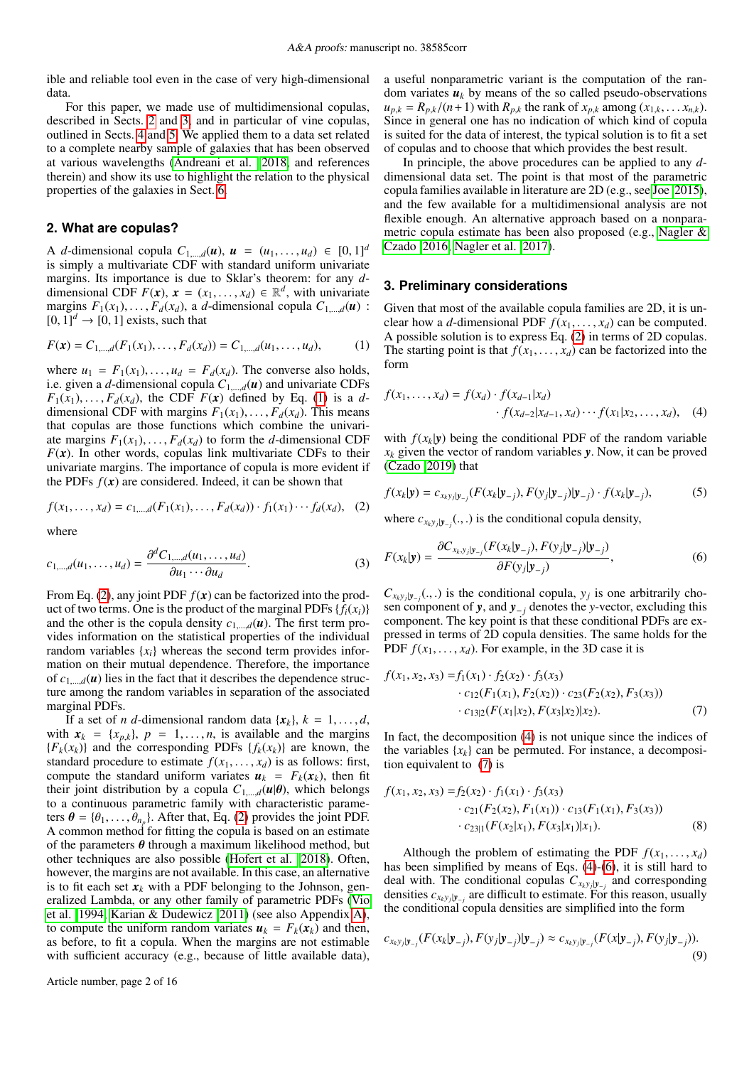ible and reliable tool even in the case of very high-dimensional data.

For this paper, we made use of multidimensional copulas, described in Sects. 2 and 3, and in particular of vine copulas, outlined in Sects. 4 and 5. We applied them to a data set related to a complete nearby sample of galaxies that has been observed at various wavelengths (Andreani et al. 2018, and references therein) and show its use to highlight the relation to the physical properties of the galaxies in Sect. 6.

## 2. What are copulas?

A $d$-dimensional copula $C_{1,\dots,d}(\boldsymbol{u})$, $\boldsymbol{u} = (u_1, \dots, u_d) \in [0,1]^d$ is simply a multivariate CDF with standard uniform univariate margins. Its importance is due to Sklar's theorem: for any $d$-dimensional CDF $F(\boldsymbol{x})$, $\boldsymbol{x} = (x_1, \dots, x_d) \in \mathbb{R}^d$, with univariate margins $F_1(x_1), \dots, F_d(x_d)$, a $d$-dimensional copula $C_{1,\dots,d}(\boldsymbol{u}) : [0,1]^d \to [0,1]$ exists, such that

$$F(\boldsymbol{x}) = C_{1,\dots,d}(F_1(x_1), \dots, F_d(x_d)) = C_{1,\dots,d}(u_1, \dots, u_d), \tag{1}$$

where $u_1 = F_1(x_1), \dots, u_d = F_d(x_d)$. The converse also holds, i.e. given a $d$-dimensional copula $C_{1,\dots,d}(\boldsymbol{u})$ and univariate CDFs $F_1(x_1), \dots, F_d(x_d)$, the CDF $F(\boldsymbol{x})$ defined by Eq. (1) is a $d$-dimensional CDF with margins $F_1(x_1), \dots, F_d(x_d)$. This means that copulas are those functions which combine the univariate margins $F_1(x_1), \dots, F_d(x_d)$ to form the $d$-dimensional CDF $F(\boldsymbol{x})$. In other words, copulas link multivariate CDFs to their univariate margins. The importance of copula is more evident if the PDFs $f(\boldsymbol{x})$ are considered. Indeed, it can be shown that

$$f(x_1, \dots, x_d) = c_{1,\dots,d}(F_1(x_1), \dots, F_d(x_d)) \cdot f_1(x_1) \cdots f_d(x_d), \tag{2}$$

where

$$c_{1,\dots,d}(u_1, \dots, u_d) = \frac{\partial^d C_{1,\dots,d}(u_1, \dots, u_d)}{\partial u_1 \cdots \partial u_d}. \tag{3}$$

From Eq. (2), any joint PDF $f(\boldsymbol{x})$ can be factorized into the product of two terms. One is the product of the marginal PDFs $\{f_i(x_i)\}$ and the other is the copula density $c_{1,\dots,d}(\boldsymbol{u})$. The first term provides information on the statistical properties of the individual random variables $\{x_i\}$ whereas the second term provides information on their mutual dependence. Therefore, the importance of $c_{1,\dots,d}(\boldsymbol{u})$ lies in the fact that it describes the dependence structure among the random variables in separation of the associated marginal PDFs.

If a set of $n$ $d$-dimensional random data $\{\boldsymbol{x}_k\}$, $k = 1, \dots, d$, with $\boldsymbol{x}_k = \{x_{p,k}\}$, $p = 1, \dots, n$, is available and the margins $\{F_k(x_k)\}$ and the corresponding PDFs $\{f_k(x_k)\}$ are known, the standard procedure to estimate $f(x_1, \dots, x_d)$ is as follows: first, compute the standard uniform variates $\boldsymbol{u}_k = F_k(\boldsymbol{x}_k)$, then fit their joint distribution by a copula $C_{1,\dots,d}(\boldsymbol{u}|\boldsymbol{\theta})$, which belongs to a continuous parametric family with characteristic parameters $\boldsymbol{\theta} = \{\theta_1, \dots, \theta_{n_p}\}$. After that, Eq. (2) provides the joint PDF. A common method for fitting the copula is based on an estimate of the parameters $\boldsymbol{\theta}$ through a maximum likelihood method, but other techniques are also possible (Hofert et al. 2018). Often, however, the margins are not available. In this case, an alternative is to fit each set $\boldsymbol{x}_k$ with a PDF belonging to the Johnson, generalized Lambda, or any other family of parametric PDFs (Vio et al. 1994; Karian & Dudewicz 2011) (see also Appendix A), to compute the uniform random variates $\boldsymbol{u}_k = F_k(\boldsymbol{x}_k)$ and then, as before, to fit a copula. When the margins are not estimable with sufficient accuracy (e.g., because of little available data), a useful nonparametric variant is the computation of the random variates $\boldsymbol{u}_k$ by means of the so called pseudo-observations $u_{p,k} = R_{p,k}/(n+1)$ with $R_{p,k}$ the rank of $x_{p,k}$ among $(x_{1,k}, \dots x_{n,k})$. Since in general one has no indication of which kind of copula is suited for the data of interest, the typical solution is to fit a set of copulas and to choose that which provides the best result.

In principle, the above procedures can be applied to any $d$-dimensional data set. The point is that most of the parametric copula families available in literature are 2D (e.g., see Joe 2015), and the few available for a multidimensional analysis are not flexible enough. An alternative approach based on a nonparametric copula estimate has been also proposed (e.g., Nagler & Czado 2016; Nagler et al. 2017).

## 3. Preliminary considerations

Given that most of the available copula families are 2D, it is unclear how a $d$-dimensional PDF $f(x_1, \dots, x_d)$ can be computed. A possible solution is to express Eq. (2) in terms of 2D copulas. The starting point is that $f(x_1, \dots, x_d)$ can be factorized into the form

$$f(x_1, \dots, x_d) = f(x_d) \cdot f(x_{d-1}|x_d) \cdot f(x_{d-2}|x_{d-1}, x_d) \cdots f(x_1|x_2, \dots, x_d), \tag{4}$$

with $f(x_k|\boldsymbol{y})$ being the conditional PDF of the random variable $x_k$ given the vector of random variables $\boldsymbol{y}$. Now, it can be proved (Czado 2019) that

$$f(x_k|\boldsymbol{y}) = c_{x_k y_j|\boldsymbol{y}_{-j}}(F(x_k|\boldsymbol{y}_{-j}), F(y_j|\boldsymbol{y}_{-j})|\boldsymbol{y}_{-j}) \cdot f(x_k|\boldsymbol{y}_{-j}), \tag{5}$$

where $c_{x_k y_j|\boldsymbol{y}_{-j}}(.,.)$ is the conditional copula density,

$$F(x_k|\boldsymbol{y}) = \frac{\partial C_{x_k, y_j|\boldsymbol{y}_{-j}}(F(x_k|\boldsymbol{y}_{-j}), F(y_j|\boldsymbol{y}_{-j})|\boldsymbol{y}_{-j})}{\partial F(y_j|\boldsymbol{y}_{-j})}, \tag{6}$$

$C_{x_k y_j|\boldsymbol{y}_{-j}}(.,.)$ is the conditional copula, $y_j$ is one arbitrarily chosen component of $\boldsymbol{y}$, and $\boldsymbol{y}_{-j}$ denotes the $y$-vector, excluding this component. The key point is that these conditional PDFs are expressed in terms of 2D copula densities. The same holds for the PDF $f(x_1, \dots, x_d)$. For example, in the 3D case it is

$$\begin{aligned} f(x_1, x_2, x_3) = &f_1(x_1) \cdot f_2(x_2) \cdot f_3(x_3) \\ &\cdot c_{12}(F_1(x_1), F_2(x_2)) \cdot c_{23}(F_2(x_2), F_3(x_3)) \\ &\cdot c_{13|2}(F(x_1|x_2), F(x_3|x_2)|x_2). \end{aligned} \tag{7}$$

In fact, the decomposition (4) is not unique since the indices of the variables $\{x_k\}$ can be permuted. For instance, a decomposition equivalent to (7) is

$$\begin{aligned} f(x_1, x_2, x_3) = &f_2(x_2) \cdot f_1(x_1) \cdot f_3(x_3) \\ &\cdot c_{21}(F_2(x_2), F_1(x_1)) \cdot c_{13}(F_1(x_1), F_3(x_3)) \\ &\cdot c_{23|1}(F(x_2|x_1), F(x_3|x_1)|x_1). \end{aligned} \tag{8}$$

Although the problem of estimating the PDF $f(x_1, \dots, x_d)$ has been simplified by means of Eqs. (4)-(6), it is still hard to deal with. The conditional copulas $C_{x_k y_j|\boldsymbol{y}_{-j}}$ and corresponding densities $c_{x_k y_j|\boldsymbol{y}_{-j}}$ are difficult to estimate. For this reason, usually the conditional copula densities are simplified into the form

$$c_{x_k y_j|\boldsymbol{y}_{-j}}(F(x_k|\boldsymbol{y}_{-j}), F(y_j|\boldsymbol{y}_{-j})|\boldsymbol{y}_{-j}) \approx c_{x_k y_j|\boldsymbol{y}_{-j}}(F(x|\boldsymbol{y}_{-j}), F(y_j|\boldsymbol{y}_{-j})). \tag{9}$$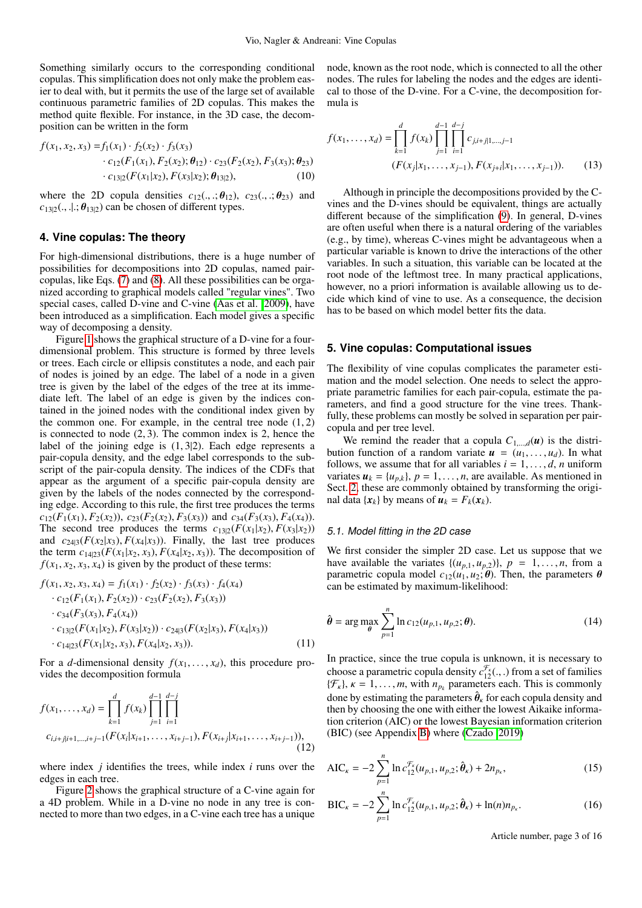Something similarly occurs to the corresponding conditional copulas. This simplification does not only make the problem easier to deal with, but it permits the use of the large set of available continuous parametric families of 2D copulas. This makes the method quite flexible. For instance, in the 3D case, the decomposition can be written in the form

$$
\begin{aligned}
f(x_1, x_2, x_3) =& f_1(x_1) \cdot f_2(x_2) \cdot f_3(x_3) \\
& \cdot c_{12}(F_1(x_1), F_2(x_2); \boldsymbol{\theta}_{12}) \cdot c_{23}(F_2(x_2), F_3(x_3); \boldsymbol{\theta}_{23}) \\
& \cdot c_{13|2}(F(x_1|x_2), F(x_3|x_2); \boldsymbol{\theta}_{13|2}), \qquad (10)
\end{aligned}
$$

where the 2D copula densities $c_{12}(.,.;\boldsymbol{\theta}_{12})$, $c_{23}(.,.;\boldsymbol{\theta}_{23})$ and $c_{13|2}(.,.|.;\boldsymbol{\theta}_{13|2})$ can be chosen of different types.

## 4. Vine copulas: The theory

For high-dimensional distributions, there is a huge number of possibilities for decompositions into 2D copulas, named pair-copulas, like Eqs. (7) and (8). All these possibilities can be organized according to graphical models called "regular vines". Two special cases, called D-vine and C-vine (Aas et al. 2009), have been introduced as a simplification. Each model gives a specific way of decomposing a density.

Figure 1 shows the graphical structure of a D-vine for a four-dimensional problem. This structure is formed by three levels or trees. Each circle or ellipsis constitutes a node, and each pair of nodes is joined by an edge. The label of a node in a given tree is given by the label of the edges of the tree at its immediate left. The label of an edge is given by the indices contained in the joined nodes with the conditional index given by the common one. For example, in the central tree node $(1, 2)$ is connected to node $(2, 3)$. The common index is 2, hence the label of the joining edge is $(1, 3|2)$. Each edge represents a pair-copula density, and the edge label corresponds to the subscript of the pair-copula density. The indices of the CDFs that appear as the argument of a specific pair-copula density are given by the labels of the nodes connected by the corresponding edge. According to this rule, the first tree produces the terms $c_{12}(F_1(x_1), F_2(x_2))$, $c_{23}(F_2(x_2), F_3(x_3))$ and $c_{34}(F_3(x_3), F_4(x_4))$. The second tree produces the terms $c_{13|2}(F(x_1|x_2), F(x_3|x_2))$ and $c_{24|3}(F(x_2|x_3), F(x_4|x_3))$. Finally, the last tree produces the term $c_{14|23}(F(x_1|x_2, x_3), F(x_4|x_2, x_3))$. The decomposition of $f(x_1, x_2, x_3, x_4)$ is given by the product of these terms:

$$
\begin{aligned}
f(x_1, x_2, x_3, x_4) =& f_1(x_1) \cdot f_2(x_2) \cdot f_3(x_3) \cdot f_4(x_4) \\
& \cdot c_{12}(F_1(x_1), F_2(x_2)) \cdot c_{23}(F_2(x_2), F_3(x_3)) \\
& \cdot c_{34}(F_3(x_3), F_4(x_4)) \\
& \cdot c_{13|2}(F(x_1|x_2), F(x_3|x_2)) \cdot c_{24|3}(F(x_2|x_3), F(x_4|x_3)) \\
& \cdot c_{14|23}(F(x_1|x_2, x_3), F(x_4|x_2, x_3)). \qquad (11)
\end{aligned}
$$

For a $d$-dimensional density $f(x_1, \ldots, x_d)$, this procedure provides the decomposition formula

$$
\begin{aligned}
f(x_1, \ldots, x_d) =& \prod_{k=1}^{d} f(x_k) \prod_{j=1}^{d-1} \prod_{i=1}^{d-j} \\
& c_{i,i+j|i+1,\ldots,i+j-1}(F(x_i|x_{i+1}, \ldots, x_{i+j-1}), F(x_{i+j}|x_{i+1}, \ldots, x_{i+j-1})), \qquad (12)
\end{aligned}
$$

where index $j$ identifies the trees, while index $i$ runs over the edges in each tree.

Figure 2 shows the graphical structure of a C-vine again for a 4D problem. While in a D-vine no node in any tree is connected to more than two edges, in a C-vine each tree has a unique node, known as the root node, which is connected to all the other nodes. The rules for labeling the nodes and the edges are identical to those of the D-vine. For a C-vine, the decomposition formula is

$$
\begin{aligned}
f(x_1, \ldots, x_d) =& \prod_{k=1}^{d} f(x_k) \prod_{j=1}^{d-1} \prod_{i=1}^{d-j} c_{j,i+j|1,\ldots,j-1} \\
& (F(x_j|x_1, \ldots, x_{j-1}), F(x_{j+i}|x_1, \ldots, x_{j-1})). \qquad (13)
\end{aligned}
$$

Although in principle the decompositions provided by the C-vines and the D-vines should be equivalent, things are actually different because of the simplification (9). In general, D-vines are often useful when there is a natural ordering of the variables (e.g., by time), whereas C-vines might be advantageous when a particular variable is known to drive the interactions of the other variables. In such a situation, this variable can be located at the root node of the leftmost tree. In many practical applications, however, no a priori information is available allowing us to decide which kind of vine to use. As a consequence, the decision has to be based on which model better fits the data.

## 5. Vine copulas: Computational issues

The flexibility of vine copulas complicates the parameter estimation and the model selection. One needs to select the appropriate parametric families for each pair-copula, estimate the parameters, and find a good structure for the vine trees. Thankfully, these problems can mostly be solved in separation per pair-copula and per tree level.

We remind the reader that a copula $C_{1,\ldots,d}(\boldsymbol{u})$ is the distribution function of a random variate $\boldsymbol{u} = (u_1, \ldots, u_d)$. In what follows, we assume that for all variables $i = 1, \ldots, d$, $n$ uniform variates $\boldsymbol{u}_k = \{u_{p,k}\}$, $p = 1, \ldots, n$, are available. As mentioned in Sect. 2, these are commonly obtained by transforming the original data $\{\boldsymbol{x}_k\}$ by means of $\boldsymbol{u}_k = F_k(\boldsymbol{x}_k)$.

### 5.1. Model fitting in the 2D case

We first consider the simpler 2D case. Let us suppose that we have available the variates $\{(u_{p,1}, u_{p,2})\}$, $p = 1, \ldots, n$, from a parametric copula model $c_{12}(u_1, u_2; \boldsymbol{\theta})$. Then, the parameters $\boldsymbol{\theta}$ can be estimated by maximum-likelihood:

$$
\hat{\boldsymbol{\theta}} = \arg\max_{\boldsymbol{\theta}} \sum_{p=1}^{n} \ln c_{12}(u_{p,1}, u_{p,2}; \boldsymbol{\theta}). \qquad (14)
$$

In practice, since the true copula is unknown, it is necessary to choose a parametric copula density $c_{12}^{\mathcal{F}_\kappa}(.,.)$ from a set of families $\{\mathcal{F}_\kappa\}$, $\kappa = 1, \ldots, m$, with $n_{p_\kappa}$ parameters each. This is commonly done by estimating the parameters $\hat{\boldsymbol{\theta}}_\kappa$ for each copula density and then by choosing the one with either the lowest Aikaike information criterion (AIC) or the lowest Bayesian information criterion (BIC) (see Appendix B) where (Czado 2019)

$$
\mathrm{AIC}_\kappa = -2 \sum_{p=1}^{n} \ln c_{12}^{\mathcal{F}_\kappa}(u_{p,1}, u_{p,2}; \hat{\boldsymbol{\theta}}_\kappa) + 2 n_{p_\kappa}, \qquad (15)
$$

$$
\mathrm{BIC}_\kappa = -2 \sum_{p=1}^{n} \ln c_{12}^{\mathcal{F}_\kappa}(u_{p,1}, u_{p,2}; \hat{\boldsymbol{\theta}}_\kappa) + \ln(n) n_{p_\kappa}. \qquad (16)
$$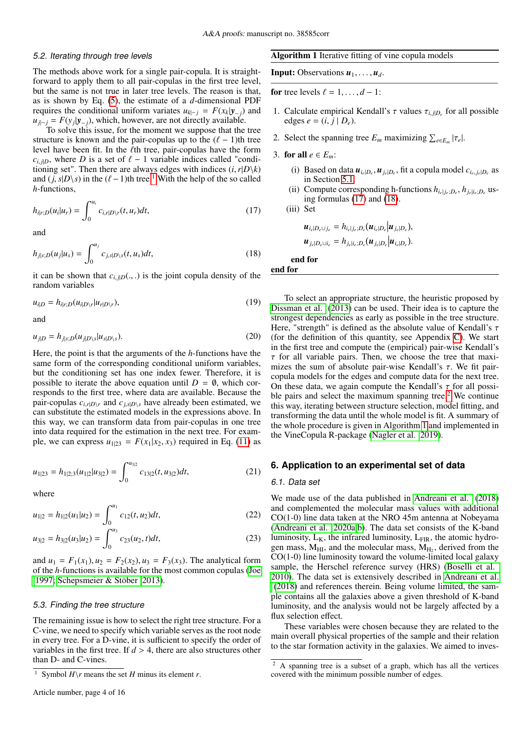### 5.2. Iterating through tree levels

The methods above work for a single pair-copula. It is straightforward to apply them to all pair-copulas in the first tree level, but the same is not true in later tree levels. The reason is that, as is shown by Eq. (5), the estimate of a $d$-dimensional PDF requires the conditional uniform variates $u_{k|-j} = F(x_k|\boldsymbol{y}_{-j})$ and $u_{j|-j} = F(y_j|\boldsymbol{y}_{-j})$, which, however, are not directly available.

To solve this issue, for the moment we suppose that the tree structure is known and the pair-copulas up to the $(\ell-1)$th tree level have been fit. In the $\ell$th tree, pair-copulas have the form $c_{i,j|D}$, where $D$ is a set of $\ell-1$ variable indices called "conditioning set". Then there are always edges with indices $(i, r|D\backslash k)$ and $(j, s|D\backslash s)$ in the $(\ell-1)$th tree.[1] With the help of the so called $h$-functions,

$$h_{i|r;D}(u_i|u_r) = \int_0^{u_i} c_{i,r|D\backslash r}(t, u_r)dt, \tag{17}$$

and

$$h_{j|s;D}(u_j|u_s) = \int_0^{u_j} c_{j,s|D\backslash s}(t, u_s)dt, \tag{18}$$

it can be shown that $c_{i,j|D}(.,.)$ is the joint copula density of the random variables

$$u_{i|D} = h_{i|r;D}(u_{i|D\backslash r}|u_{r|D\backslash r}), \tag{19}$$

and

$$u_{j|D} = h_{j|s;D}(u_{j|D\backslash s}|u_{s|D\backslash s}). \tag{20}$$

Here, the point is that the arguments of the $h$-functions have the same form of the corresponding conditional uniform variables, but the conditioning set has one index fewer. Therefore, it is possible to iterate the above equation until $D = \emptyset$, which corresponds to the first tree, where data are available. Because the pair-copulas $c_{i,r|D\backslash r}$ and $c_{j,s|D\backslash s}$ have already been estimated, we can substitute the estimated models in the expressions above. In this way, we can transform data from pair-copulas in one tree into data required for the estimation in the next tree. For example, we can express $u_{1|23} = F(x_1|x_2, x_3)$ required in Eq. (11) as

$$u_{1|23} = h_{1|2;3}(u_{1|2}|u_{3|2}) = \int_0^{u_{1|2}} c_{13|2}(t, u_{3|2})dt, \tag{21}$$

where

$$u_{1|2} = h_{1|2}(u_1|u_2) = \int_0^{u_1} c_{12}(t, u_2)dt, \tag{22}$$

$$u_{3|2} = h_{3|2}(u_3|u_2) = \int_0^{u_3} c_{23}(u_2, t)dt, \tag{23}$$

and $u_1 = F_1(x_1), u_2 = F_2(x_2), u_3 = F_3(x_3)$. The analytical form of the $h$-functions is available for the most common copulas (Joe 1997; Schepsmeier & Stöber 2013).

### 5.3. Finding the tree structure

The remaining issue is how to select the right tree structure. For a C-vine, we need to specify which variable serves as the root node in every tree. For a D-vine, it is sufficient to specify the order of variables in the first tree. If $d > 4$, there are also structures other than D- and C-vines.

[1] Symbol $H\backslash r$ means the set $H$ minus its element $r$.

**Algorithm 1** Iterative fitting of vine copula models

**Input:** Observations $\boldsymbol{u}_1, \ldots, \boldsymbol{u}_d$.

**for** tree levels $\ell = 1, \ldots, d-1$:

1. Calculate empirical Kendall's $\tau$ values $\tau_{i,j|D_e}$ for all possible edges $e = (i, j \mid D_e)$.
2. Select the spanning tree $E_m$ maximizing $\sum_{e \in E_m} |\tau_e|$.
3. **for all** $e \in E_m$:
   (i) Based on data $\boldsymbol{u}_{i_e|D_e}, \boldsymbol{u}_{j_e|D_e}$, fit a copula model $c_{i_e,j_e|D_e}$ as in Section 5.1.
   (ii) Compute corresponding h-functions $h_{i_e|j_e;D_e}, h_{j_e|i_e;D_e}$ using formulas (17) and (18).
   (iii) Set
   $$\boldsymbol{u}_{i_e|D_e \cup j_e} = h_{i_e|j_e;D_e}(\boldsymbol{u}_{i_e|D_e}|\boldsymbol{u}_{j_e|D_e}),$$
   $$\boldsymbol{u}_{j_e|D_e \cup i_e} = h_{j_e|i_e;D_e}(\boldsymbol{u}_{j_e|D_e}|\boldsymbol{u}_{i_e|D_e}).$$

   **end for**

**end for**

To select an appropriate structure, the heuristic proposed by Dissman et al. (2013) can be used. Their idea is to capture the strongest dependencies as early as possible in the tree structure. Here, "strength" is defined as the absolute value of Kendall's $\tau$ (for the definition of this quantity, see Appendix C). We start in the first tree and compute the (empirical) pair-wise Kendall's $\tau$ for all variable pairs. Then, we choose the tree that maximizes the sum of absolute pair-wise Kendall's $\tau$. We fit pair-copula models for the edges and compute data for the next tree. On these data, we again compute the Kendall's $\tau$ for all possible pairs and select the maximum spanning tree.[2] We continue this way, iterating between structure selection, model fitting, and transforming the data until the whole model is fit. A summary of the whole procedure is given in Algorithm 1 and implemented in the VineCopula R-package (Nagler et al. 2019).

## 6. Application to an experimental set of data

### 6.1. Data set

We made use of the data published in Andreani et al. (2018) and complemented the molecular mass values with additional CO(1-0) line data taken at the NRO 45m antenna at Nobeyama (Andreani et al. 2020a,b). The data set consists of the K-band luminosity, $L_K$, the infrared luminosity, $L_{FIR}$, the atomic hydrogen mass, $M_{HI}$, and the molecular mass, $M_{H_2}$, derived from the CO(1-0) line luminosity toward the volume-limited local galaxy sample, the Herschel reference survey (HRS) (Boselli et al. 2010). The data set is extensively described in Andreani et al. (2018) and references therein. Being volume limited, the sample contains all the galaxies above a given threshold of K-band luminosity, and the analysis would not be largely affected by a flux selection effect.

These variables were chosen because they are related to the main overall physical properties of the sample and their relation to the star formation activity in the galaxies. We aimed to inves-

[2] A spanning tree is a subset of a graph, which has all the vertices covered with the minimum possible number of edges.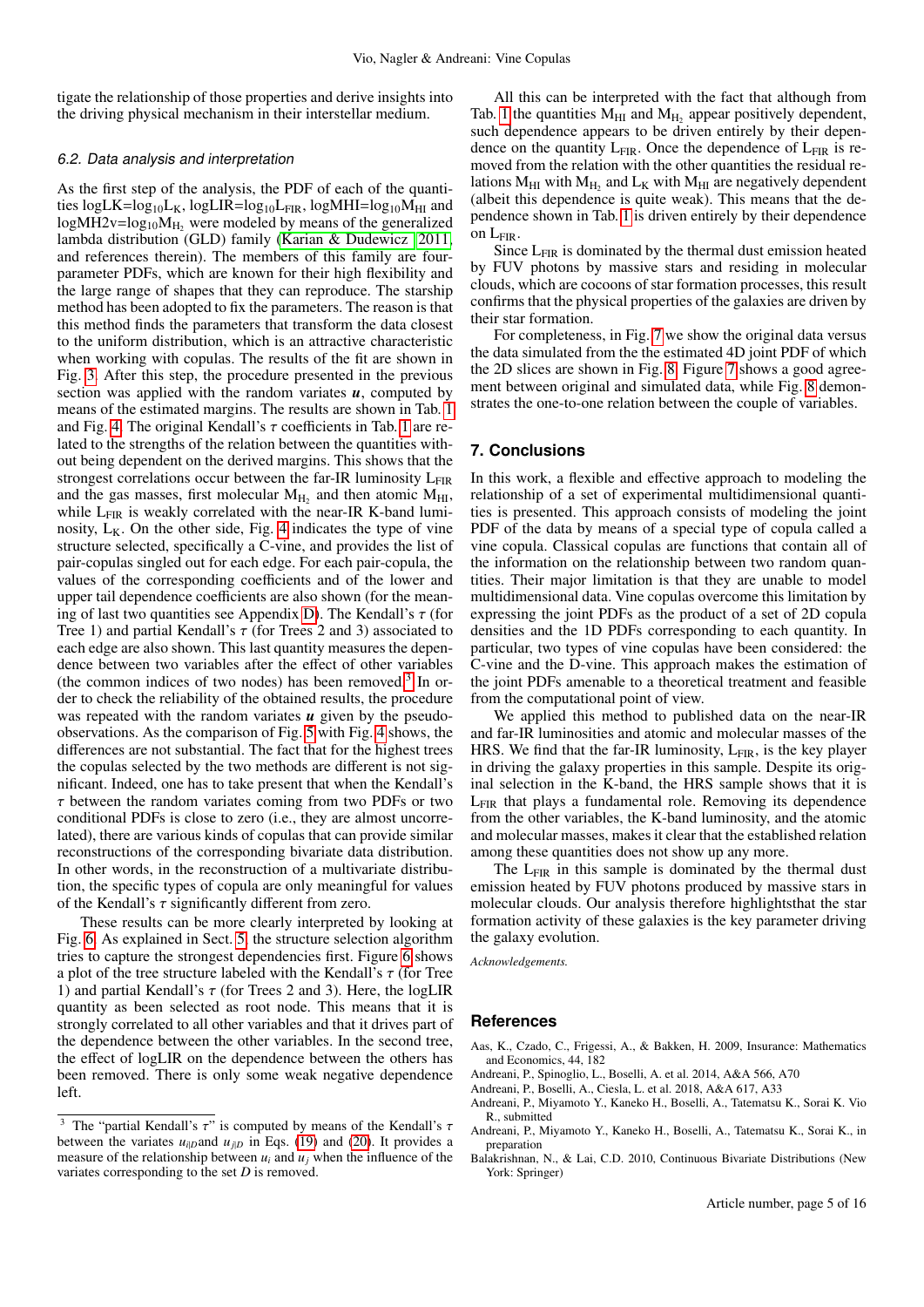tigate the relationship of those properties and derive insights into the driving physical mechanism in their interstellar medium.

### 6.2. Data analysis and interpretation

As the first step of the analysis, the PDF of each of the quantities logLK=$\log_{10}$L$_K$, logLIR=$\log_{10}$L$_{FIR}$, logMHI=$\log_{10}$M$_{HI}$ and logMH2v=$\log_{10}$M$_{H_2}$ were modeled by means of the generalized lambda distribution (GLD) family (Karian & Dudewicz 2011, and references therein). The members of this family are four-parameter PDFs, which are known for their high flexibility and the large range of shapes that they can reproduce. The starship method has been adopted to fix the parameters. The reason is that this method finds the parameters that transform the data closest to the uniform distribution, which is an attractive characteristic when working with copulas. The results of the fit are shown in Fig. 3. After this step, the procedure presented in the previous section was applied with the random variates $\boldsymbol{u}$, computed by means of the estimated margins. The results are shown in Tab. 1 and Fig. 4. The original Kendall's $\tau$ coefficients in Tab. 1 are related to the strengths of the relation between the quantities without being dependent on the derived margins. This shows that the strongest correlations occur between the far-IR luminosity L$_{FIR}$ and the gas masses, first molecular M$_{H_2}$ and then atomic M$_{HI}$, while L$_{FIR}$ is weakly correlated with the near-IR K-band luminosity, L$_K$. On the other side, Fig. 4 indicates the type of vine structure selected, specifically a C-vine, and provides the list of pair-copulas singled out for each edge. For each pair-copula, the values of the corresponding coefficients and of the lower and upper tail dependence coefficients are also shown (for the meaning of last two quantities see Appendix D). The Kendall's $\tau$ (for Tree 1) and partial Kendall's $\tau$ (for Trees 2 and 3) associated to each edge are also shown. This last quantity measures the dependence between two variables after the effect of other variables (the common indices of two nodes) has been removed[3]. In order to check the reliability of the obtained results, the procedure was repeated with the random variates $\boldsymbol{u}$ given by the pseudo-observations. As the comparison of Fig. 5 with Fig. 4 shows, the differences are not substantial. The fact that for the highest trees the copulas selected by the two methods are different is not significant. Indeed, one has to take present that when the Kendall's $\tau$ between the random variates coming from two PDFs or two conditional PDFs is close to zero (i.e., they are almost uncorrelated), there are various kinds of copulas that can provide similar reconstructions of the corresponding bivariate data distribution. In other words, in the reconstruction of a multivariate distribution, the specific types of copula are only meaningful for values of the Kendall's $\tau$ significantly different from zero.

These results can be more clearly interpreted by looking at Fig. 6. As explained in Sect. 5, the structure selection algorithm tries to capture the strongest dependencies first. Figure 6 shows a plot of the tree structure labeled with the Kendall's $\tau$ (for Tree 1) and partial Kendall's $\tau$ (for Trees 2 and 3). Here, the logLIR quantity as been selected as root node. This means that it is strongly correlated to all other variables and that it drives part of the dependence between the other variables. In the second tree, the effect of logLIR on the dependence between the others has been removed. There is only some weak negative dependence left.

All this can be interpreted with the fact that although from Tab. 1 the quantities M$_{HI}$ and M$_{H_2}$ appear positively dependent, such dependence appears to be driven entirely by their dependence on the quantity L$_{FIR}$. Once the dependence of L$_{FIR}$ is removed from the relation with the other quantities the residual relations M$_{HI}$ with M$_{H_2}$ and L$_K$ with M$_{HI}$ are negatively dependent (albeit this dependence is quite weak). This means that the dependence shown in Tab. 1 is driven entirely by their dependence on L$_{FIR}$.

Since L$_{FIR}$ is dominated by the thermal dust emission heated by FUV photons by massive stars and residing in molecular clouds, which are cocoons of star formation processes, this result confirms that the physical properties of the galaxies are driven by their star formation.

For completeness, in Fig. 7 we show the original data versus the data simulated from the the estimated 4D joint PDF of which the 2D slices are shown in Fig. 8. Figure 7 shows a good agreement between original and simulated data, while Fig. 8 demonstrates the one-to-one relation between the couple of variables.

## 7. Conclusions

In this work, a flexible and effective approach to modeling the relationship of a set of experimental multidimensional quantities is presented. This approach consists of modeling the joint PDF of the data by means of a special type of copula called a vine copula. Classical copulas are functions that contain all of the information on the relationship between two random quantities. Their major limitation is that they are unable to model multidimensional data. Vine copulas overcome this limitation by expressing the joint PDFs as the product of a set of 2D copula densities and the 1D PDFs corresponding to each quantity. In particular, two types of vine copulas have been considered: the C-vine and the D-vine. This approach makes the estimation of the joint PDFs amenable to a theoretical treatment and feasible from the computational point of view.

We applied this method to published data on the near-IR and far-IR luminosities and atomic and molecular masses of the HRS. We find that the far-IR luminosity, L$_{FIR}$, is the key player in driving the galaxy properties in this sample. Despite its original selection in the K-band, the HRS sample shows that it is L$_{FIR}$ that plays a fundamental role. Removing its dependence from the other variables, the K-band luminosity, and the atomic and molecular masses, makes it clear that the established relation among these quantities does not show up any more.

The L$_{FIR}$ in this sample is dominated by the thermal dust emission heated by FUV photons produced by massive stars in molecular clouds. Our analysis therefore highlightsthat the star formation activity of these galaxies is the key parameter driving the galaxy evolution.

*Acknowledgements.*

## References

Aas, K., Czado, C., Frigessi, A., & Bakken, H. 2009, Insurance: Mathematics and Economics, 44, 182

Andreani, P., Spinoglio, L., Boselli, A. et al. 2014, A&A 566, A70

Andreani, P., Boselli, A., Ciesla, L. et al. 2018, A&A 617, A33

Andreani, P., Miyamoto Y., Kaneko H., Boselli, A., Tatematsu K., Sorai K. Vio R., submitted

Andreani, P., Miyamoto Y., Kaneko H., Boselli, A., Tatematsu K., Sorai K., in preparation

Balakrishnan, N., & Lai, C.D. 2010, Continuous Bivariate Distributions (New York: Springer)

[3] The "partial Kendall's $\tau$" is computed by means of the Kendall's $\tau$ between the variates $u_{i|D}$and $u_{j|D}$ in Eqs. (19) and (20). It provides a measure of the relationship between $u_i$ and $u_j$ when the influence of the variates corresponding to the set $D$ is removed.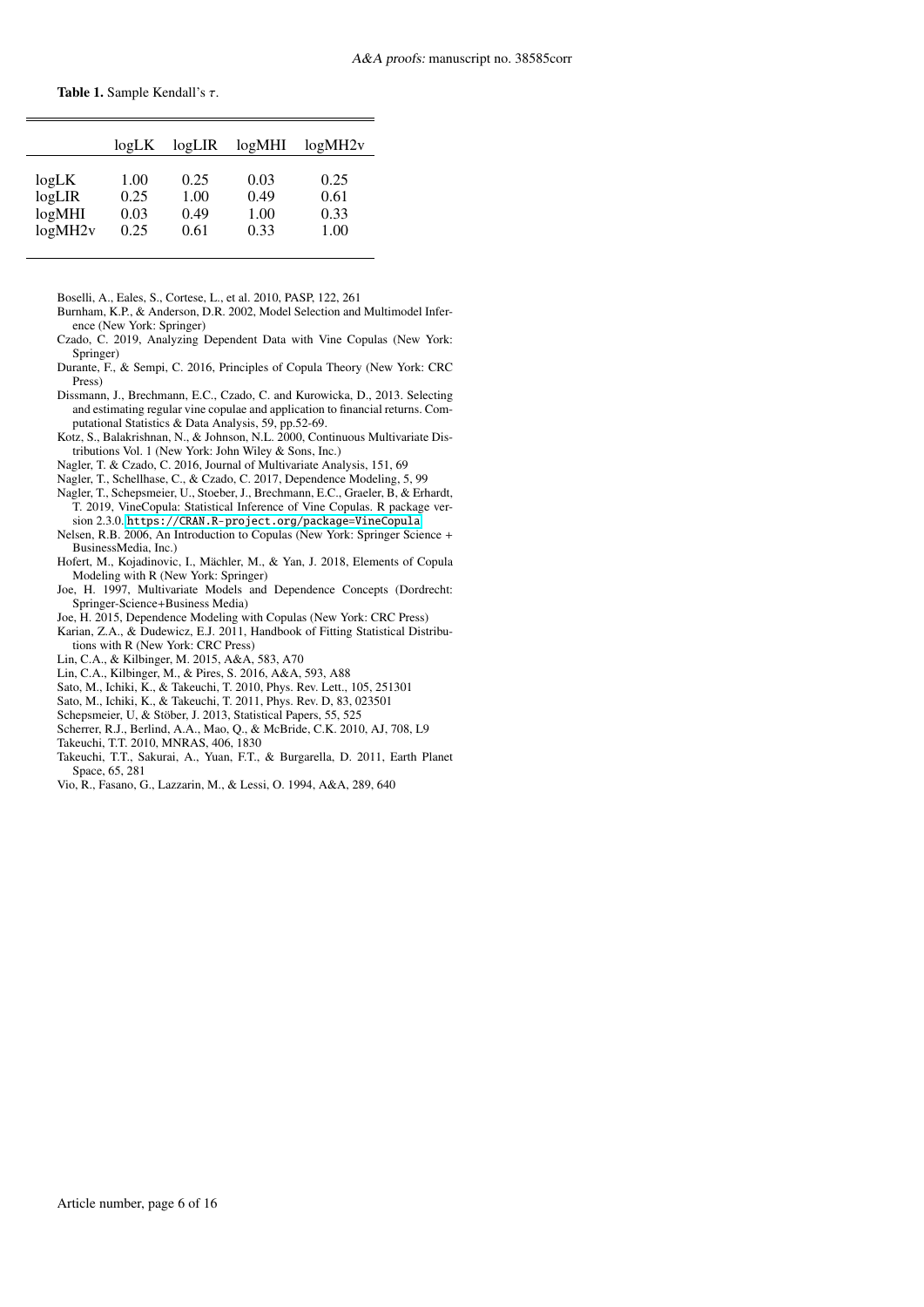**Table 1.** Sample Kendall's $\tau$.

| | logLK | logLIR | logMHI | logMH2v |
|---|---|---|---|---|
| logLK | 1.00 | 0.25 | 0.03 | 0.25 |
| logLIR | 0.25 | 1.00 | 0.49 | 0.61 |
| logMHI | 0.03 | 0.49 | 1.00 | 0.33 |
| logMH2v | 0.25 | 0.61 | 0.33 | 1.00 |

Boselli, A., Eales, S., Cortese, L., et al. 2010, PASP, 122, 261

Burnham, K.P., & Anderson, D.R. 2002, Model Selection and Multimodel Inference (New York: Springer)

Czado, C. 2019, Analyzing Dependent Data with Vine Copulas (New York: Springer)

Durante, F., & Sempi, C. 2016, Principles of Copula Theory (New York: CRC Press)

Dissmann, J., Brechmann, E.C., Czado, C. and Kurowicka, D., 2013. Selecting and estimating regular vine copulae and application to financial returns. Computational Statistics & Data Analysis, 59, pp.52-69.

Kotz, S., Balakrishnan, N., & Johnson, N.L. 2000, Continuous Multivariate Distributions Vol. 1 (New York: John Wiley & Sons, Inc.)

Nagler, T. & Czado, C. 2016, Journal of Multivariate Analysis, 151, 69

Nagler, T., Schellhase, C., & Czado, C. 2017, Dependence Modeling, 5, 99

Nagler, T., Schepsmeier, U., Stoeber, J., Brechmann, E.C., Graeler, B, & Erhardt, T. 2019, VineCopula: Statistical Inference of Vine Copulas. R package version 2.3.0. https://CRAN.R-project.org/package=VineCopula

Nelsen, R.B. 2006, An Introduction to Copulas (New York: Springer Science + BusinessMedia, Inc.)

Hofert, M., Kojadinovic, I., Mächler, M., & Yan, J. 2018, Elements of Copula Modeling with R (New York: Springer)

Joe, H. 1997, Multivariate Models and Dependence Concepts (Dordrecht: Springer-Science+Business Media)

Joe, H. 2015, Dependence Modeling with Copulas (New York: CRC Press)

Karian, Z.A., & Dudewicz, E.J. 2011, Handbook of Fitting Statistical Distributions with R (New York: CRC Press)

Lin, C.A., & Kilbinger, M. 2015, A&A, 583, A70

Lin, C.A., Kilbinger, M., & Pires, S. 2016, A&A, 593, A88

Sato, M., Ichiki, K., & Takeuchi, T. 2010, Phys. Rev. Lett., 105, 251301

Sato, M., Ichiki, K., & Takeuchi, T. 2011, Phys. Rev. D, 83, 023501

Schepsmeier, U, & Stöber, J. 2013, Statistical Papers, 55, 525

Scherrer, R.J., Berlind, A.A., Mao, Q., & McBride, C.K. 2010, AJ, 708, L9

Takeuchi, T.T. 2010, MNRAS, 406, 1830

Takeuchi, T.T., Sakurai, A., Yuan, F.T., & Burgarella, D. 2011, Earth Planet Space, 65, 281

Vio, R., Fasano, G., Lazzarin, M., & Lessi, O. 1994, A&A, 289, 640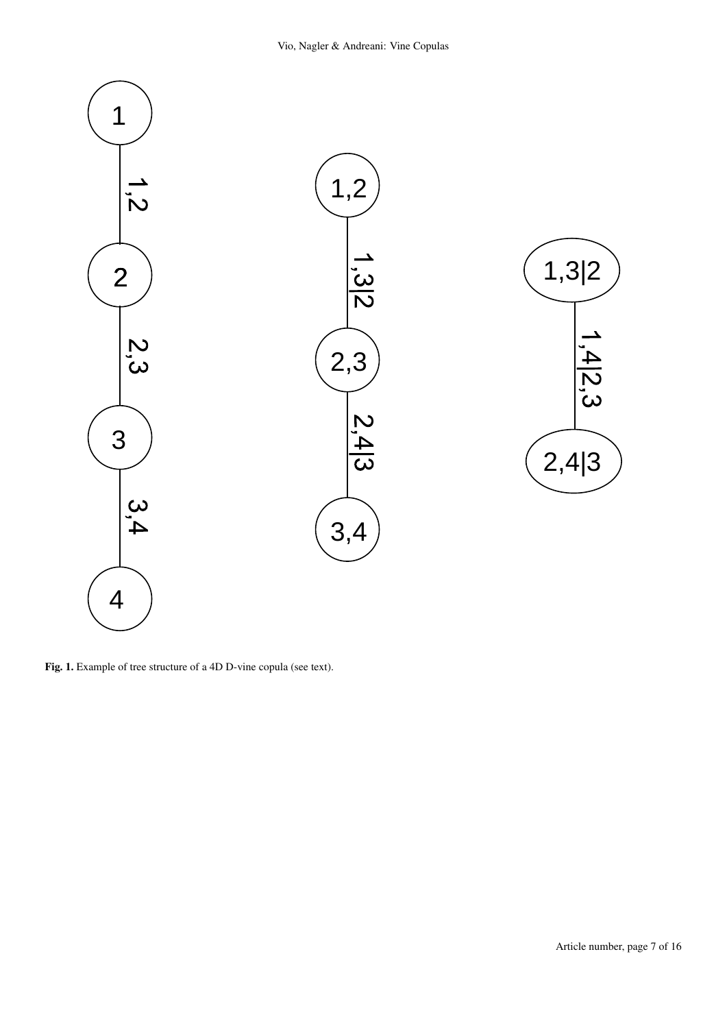**Fig. 1.** Example of tree structure of a 4D D-vine copula (see text).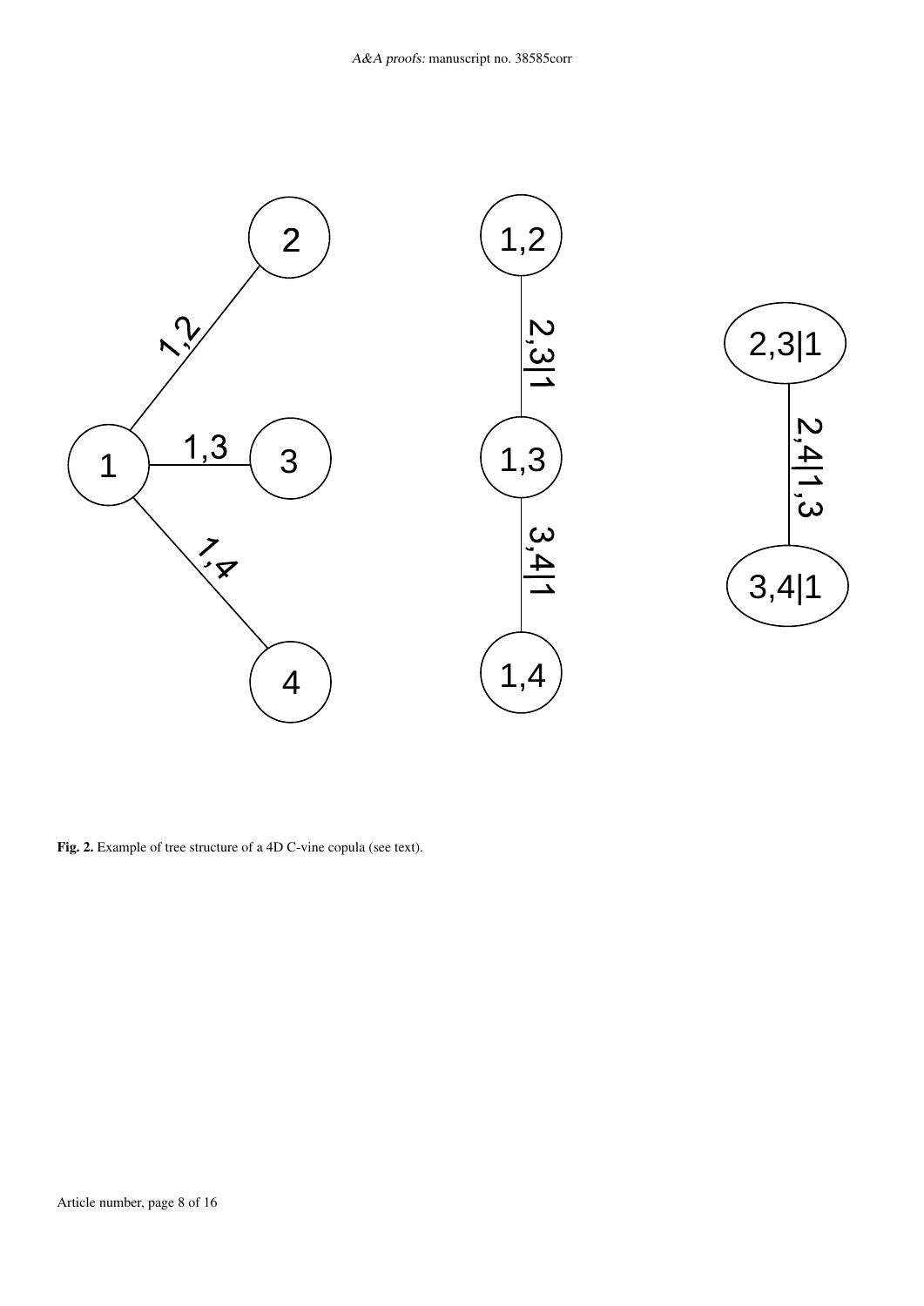**Fig. 2.** Example of tree structure of a 4D C-vine copula (see text).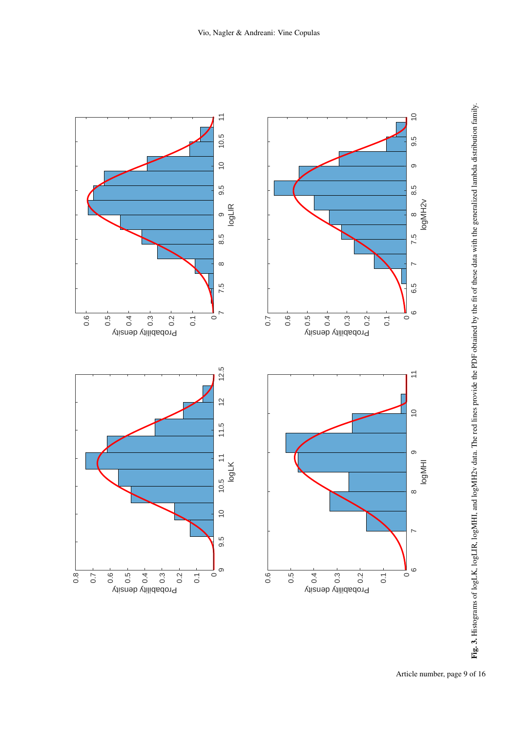**Fig. 3.** Histograms of logLK, logLIR, logMHI, and logMH2v data. The red lines provide the PDF obtained by the fit of these data with the generalized lambda distribution family.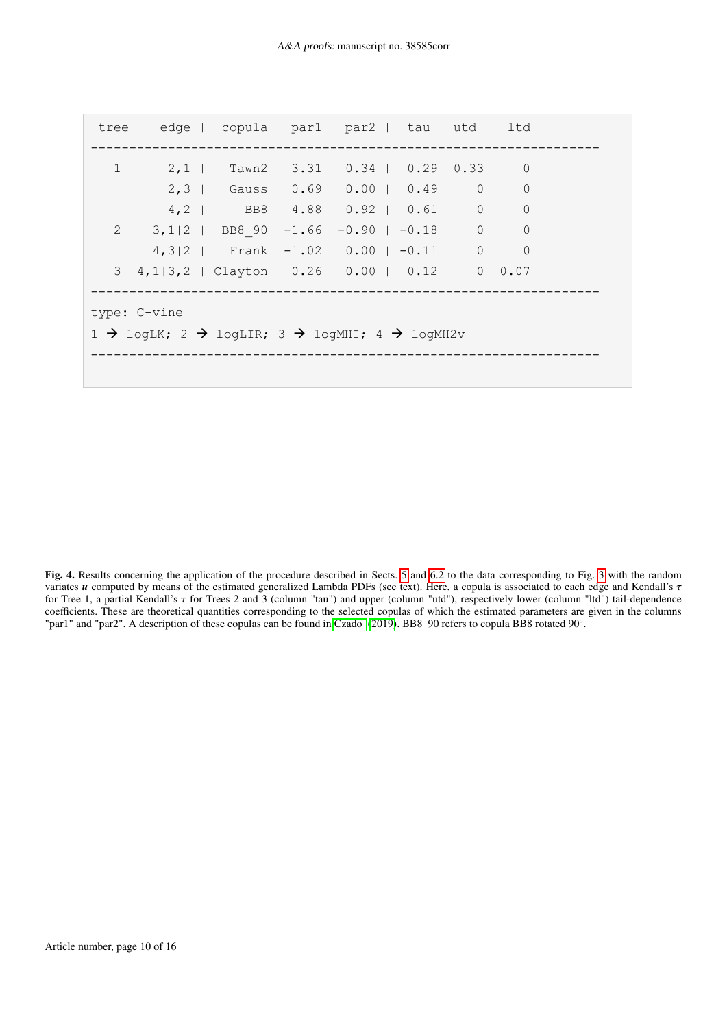```
 tree     edge |  copula   par1   par2 |  tau   utd    ltd
-------------------------------------------------------------------
   1      2,1 |   Tawn2   3.31   0.34 |  0.29  0.33     0
          2,3 |   Gauss   0.69   0.00 |  0.49     0     0
          4,2 |     BB8   4.88   0.92 |  0.61     0     0
   2    3,1|2 |  BB8_90  -1.66  -0.90 | -0.18     0     0
        4,3|2 |   Frank  -1.02   0.00 | -0.11     0     0
   3  4,1|3,2 | Clayton   0.26   0.00 |  0.12     0  0.07
-------------------------------------------------------------------
type: C-vine
1 → logLK; 2 → logLIR; 3 → logMHI; 4 → logMH2v
-------------------------------------------------------------------
```

**Fig. 4.** Results concerning the application of the procedure described in Sects. 5 and 6.2 to the data corresponding to Fig. 3 with the random variates $\boldsymbol{u}$ computed by means of the estimated generalized Lambda PDFs (see text). Here, a copula is associated to each edge and Kendall's $\tau$ for Tree 1, a partial Kendall's $\tau$ for Trees 2 and 3 (column "tau") and upper (column "utd"), respectively lower (column "ltd") tail-dependence coefficients. These are theoretical quantities corresponding to the selected copulas of which the estimated parameters are given in the columns "par1" and "par2". A description of these copulas can be found in Czado (2019). BB8_90 refers to copula BB8 rotated 90°.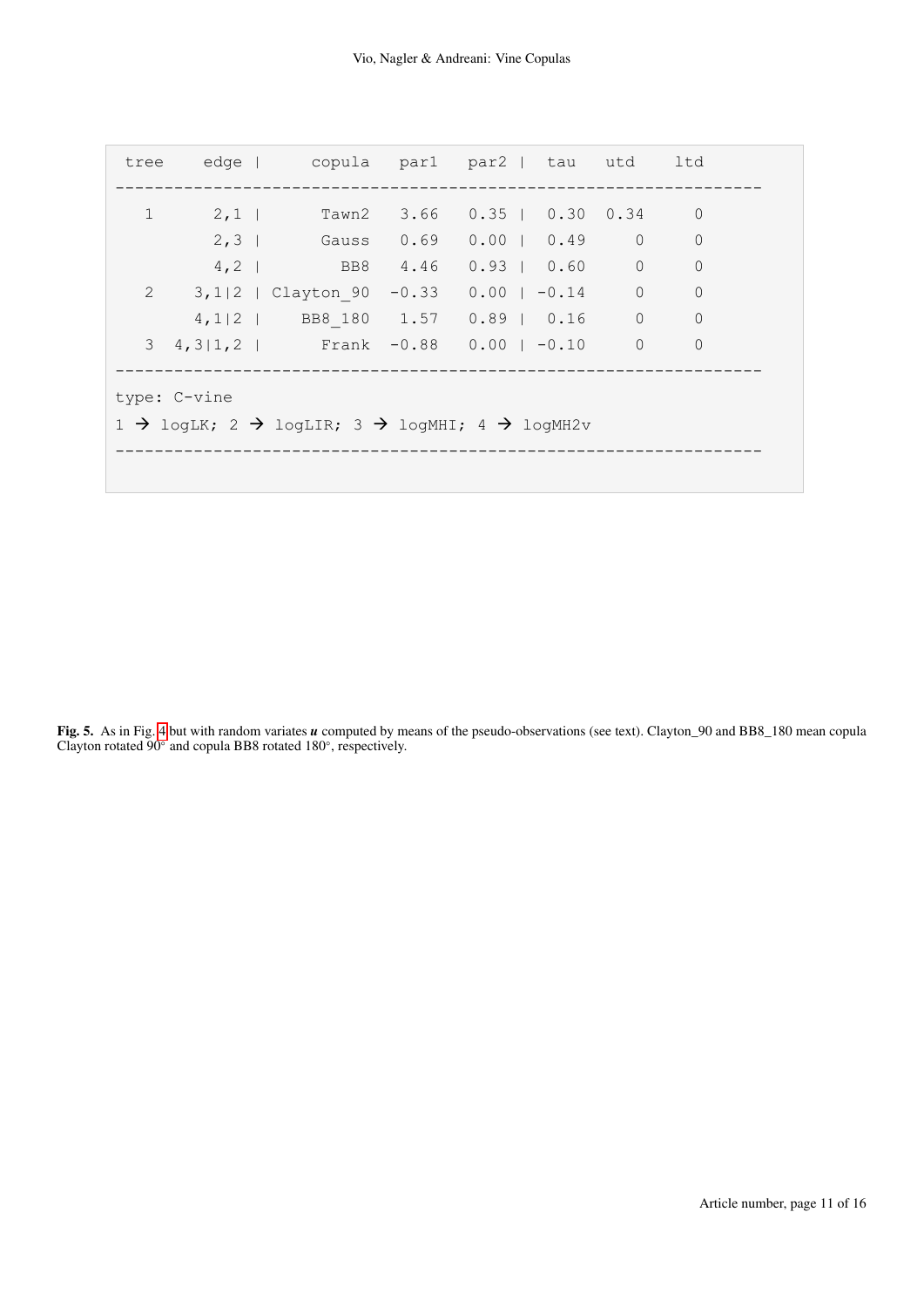```
 tree    edge |      copula   par1   par2 |  tau   utd    ltd
-----------------------------------------------------------------
   1      2,1 |       Tawn2   3.66   0.35 |  0.30  0.34     0
          2,3 |       Gauss   0.69   0.00 |  0.49     0     0
          4,2 |         BB8   4.46   0.93 |  0.60     0     0
   2    3,1|2 | Clayton_90  -0.33   0.00 | -0.14     0     0
        4,1|2 |     BB8_180   1.57   0.89 |  0.16     0     0
   3  4,3|1,2 |       Frank  -0.88   0.00 | -0.10     0     0
-----------------------------------------------------------------
type: C-vine
1 → logLK; 2 → logLIR; 3 → logMHI; 4 → logMH2v
-----------------------------------------------------------------
```

**Fig. 5.** As in Fig. 4 but with random variates $\boldsymbol{u}$ computed by means of the pseudo-observations (see text). Clayton_90 and BB8_180 mean copula Clayton rotated 90° and copula BB8 rotated 180°, respectively.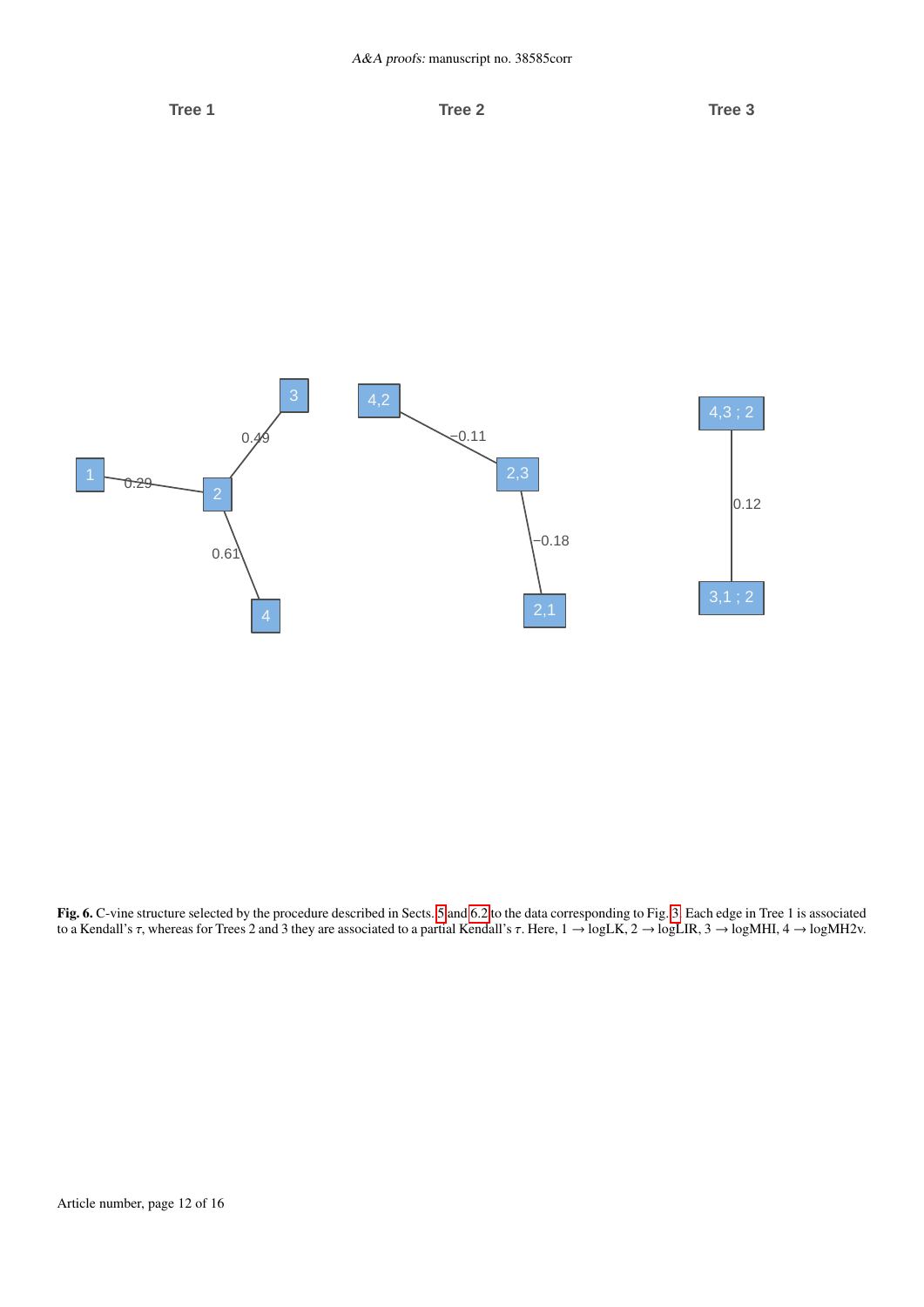**Fig. 6.** C-vine structure selected by the procedure described in Sects. 5 and 6.2 to the data corresponding to Fig. 3. Each edge in Tree 1 is associated to a Kendall's $\tau$, whereas for Trees 2 and 3 they are associated to a partial Kendall's $\tau$. Here, 1 → logLK, 2 → logLIR, 3 → logMHI, 4 → logMH2v.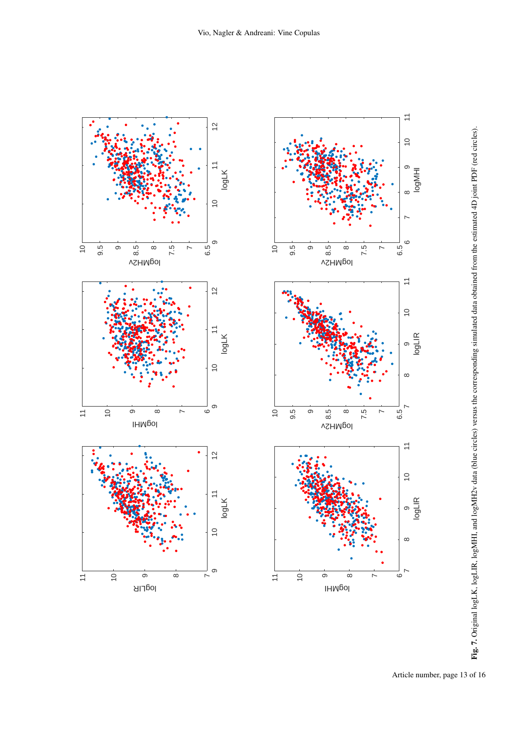**Fig. 7.** Original logLK, logLIR, logMHI, and logMH2v data (blue circles) versus the corresponding simulated data obtained from the estimated 4D joint PDF (red circles).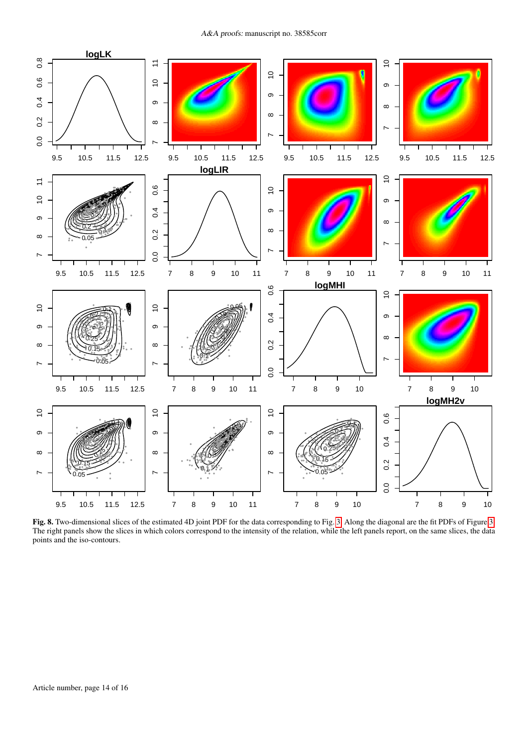**Fig. 8.** Two-dimensional slices of the estimated 4D joint PDF for the data corresponding to Fig. 3. Along the diagonal are the fit PDFs of Figure 3. The right panels show the slices in which colors correspond to the intensity of the relation, while the left panels report, on the same slices, the data points and the iso-contours.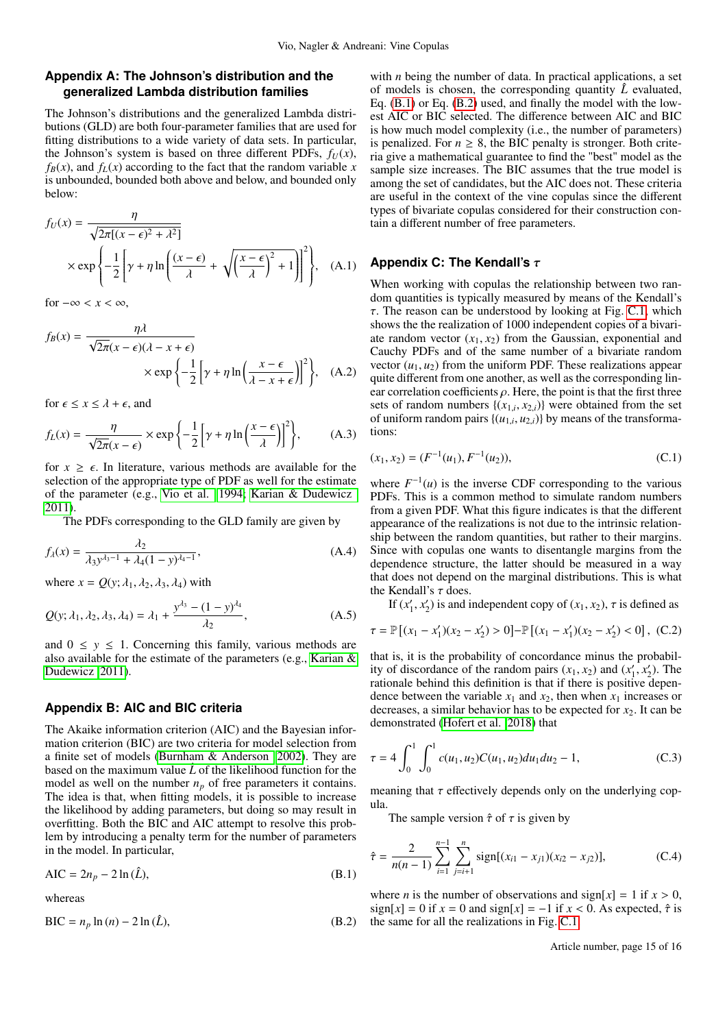## Appendix A: The Johnson's distribution and the generalized Lambda distribution families

The Johnson's distributions and the generalized Lambda distributions (GLD) are both four-parameter families that are used for fitting distributions to a wide variety of data sets. In particular, the Johnson's system is based on three different PDFs, $f_U(x)$, $f_B(x)$, and $f_L(x)$ according to the fact that the random variable $x$ is unbounded, bounded both above and below, and bounded only below:

$$f_U(x) = \frac{\eta}{\sqrt{2\pi[(x-\epsilon)^2 + \lambda^2]}} \times \exp\left\{ -\frac{1}{2}\left[ \gamma + \eta \ln\left( \frac{(x-\epsilon)}{\lambda} + \sqrt{\left(\frac{x-\epsilon}{\lambda}\right)^2 + 1} \right) \right]^2 \right\}, \quad \text{(A.1)}$$

for $-\infty < x < \infty$,

$$f_B(x) = \frac{\eta\lambda}{\sqrt{2\pi}(x-\epsilon)(\lambda - x + \epsilon)} \times \exp\left\{ -\frac{1}{2}\left[ \gamma + \eta \ln\left( \frac{x-\epsilon}{\lambda - x + \epsilon} \right) \right]^2 \right\}, \quad \text{(A.2)}$$

for $\epsilon \leq x \leq \lambda + \epsilon$, and

$$f_L(x) = \frac{\eta}{\sqrt{2\pi}(x-\epsilon)} \times \exp\left\{ -\frac{1}{2}\left[ \gamma + \eta \ln\left( \frac{x-\epsilon}{\lambda} \right) \right]^2 \right\}, \quad \text{(A.3)}$$

for $x \geq \epsilon$. In literature, various methods are available for the selection of the appropriate type of PDF as well for the estimate of the parameter (e.g., Vio et al. 1994; Karian & Dudewicz 2011).

The PDFs corresponding to the GLD family are given by

$$f_\lambda(x) = \frac{\lambda_2}{\lambda_3 y^{\lambda_3 - 1} + \lambda_4 (1-y)^{\lambda_4 - 1}}, \quad \text{(A.4)}$$

where $x = Q(y; \lambda_1, \lambda_2, \lambda_3, \lambda_4)$ with

$$Q(y; \lambda_1, \lambda_2, \lambda_3, \lambda_4) = \lambda_1 + \frac{y^{\lambda_3} - (1-y)^{\lambda_4}}{\lambda_2}, \quad \text{(A.5)}$$

and $0 \leq y \leq 1$. Concerning this family, various methods are also available for the estimate of the parameters (e.g., Karian & Dudewicz 2011).

## Appendix B: AIC and BIC criteria

The Akaike information criterion (AIC) and the Bayesian information criterion (BIC) are two criteria for model selection from a finite set of models (Burnham & Anderson 2002). They are based on the maximum value $\hat{L}$ of the likelihood function for the model as well on the number $n_p$ of free parameters it contains. The idea is that, when fitting models, it is possible to increase the likelihood by adding parameters, but doing so may result in overfitting. Both the BIC and AIC attempt to resolve this problem by introducing a penalty term for the number of parameters in the model. In particular,

$$\text{AIC} = 2n_p - 2\ln(\hat{L}), \quad \text{(B.1)}$$

whereas

$$\text{BIC} = n_p \ln(n) - 2\ln(\hat{L}), \quad \text{(B.2)}$$

with $n$ being the number of data. In practical applications, a set of models is chosen, the corresponding quantity $\hat{L}$ evaluated, Eq. (B.1) or Eq. (B.2) used, and finally the model with the lowest AIC or BIC selected. The difference between AIC and BIC is how much model complexity (i.e., the number of parameters) is penalized. For $n \geq 8$, the BIC penalty is stronger. Both criteria give a mathematical guarantee to find the "best" model as the sample size increases. The BIC assumes that the true model is among the set of candidates, but the AIC does not. These criteria are useful in the context of the vine copulas since the different types of bivariate copulas considered for their construction contain a different number of free parameters.

## Appendix C: The Kendall's $\tau$

When working with copulas the relationship between two random quantities is typically measured by means of the Kendall's $\tau$. The reason can be understood by looking at Fig. C.1, which shows the the realization of 1000 independent copies of a bivariate random vector $(x_1, x_2)$ from the Gaussian, exponential and Cauchy PDFs and of the same number of a bivariate random vector $(u_1, u_2)$ from the uniform PDF. These realizations appear quite different from one another, as well as the corresponding linear correlation coefficients $\rho$. Here, the point is that the first three sets of random numbers $\{(x_{1,i}, x_{2,i})\}$ were obtained from the set of uniform random pairs $\{(u_{1,i}, u_{2,i})\}$ by means of the transformations:

$$(x_1, x_2) = (F^{-1}(u_1), F^{-1}(u_2)), \quad \text{(C.1)}$$

where $F^{-1}(u)$ is the inverse CDF corresponding to the various PDFs. This is a common method to simulate random numbers from a given PDF. What this figure indicates is that the different appearance of the realizations is not due to the intrinsic relationship between the random quantities, but rather to their margins. Since with copulas one wants to disentangle margins from the dependence structure, the latter should be measured in a way that does not depend on the marginal distributions. This is what the Kendall's $\tau$ does.

If $(x_1', x_2')$ is and independent copy of $(x_1, x_2)$, $\tau$ is defined as

$$\tau = \mathbb{P}\left[(x_1 - x_1')(x_2 - x_2') > 0\right] - \mathbb{P}\left[(x_1 - x_1')(x_2 - x_2') < 0\right], \quad \text{(C.2)}$$

that is, it is the probability of concordance minus the probability of discordance of the random pairs $(x_1, x_2)$ and $(x_1', x_2')$. The rationale behind this definition is that if there is positive dependence between the variable $x_1$ and $x_2$, then when $x_1$ increases or decreases, a similar behavior has to be expected for $x_2$. It can be demonstrated (Hofert et al. 2018) that

$$\tau = 4 \int_0^1 \int_0^1 c(u_1, u_2) C(u_1, u_2) du_1 du_2 - 1, \quad \text{(C.3)}$$

meaning that $\tau$ effectively depends only on the underlying copula.

The sample version $\hat{\tau}$ of $\tau$ is given by

$$\hat{\tau} = \frac{2}{n(n-1)} \sum_{i=1}^{n-1} \sum_{j=i+1}^{n} \text{sign}[(x_{i1} - x_{j1})(x_{i2} - x_{j2})], \quad \text{(C.4)}$$

where $n$ is the number of observations and $\text{sign}[x] = 1$ if $x > 0$, $\text{sign}[x] = 0$ if $x = 0$ and $\text{sign}[x] = -1$ if $x < 0$. As expected, $\hat{\tau}$ is the same for all the realizations in Fig. C.1.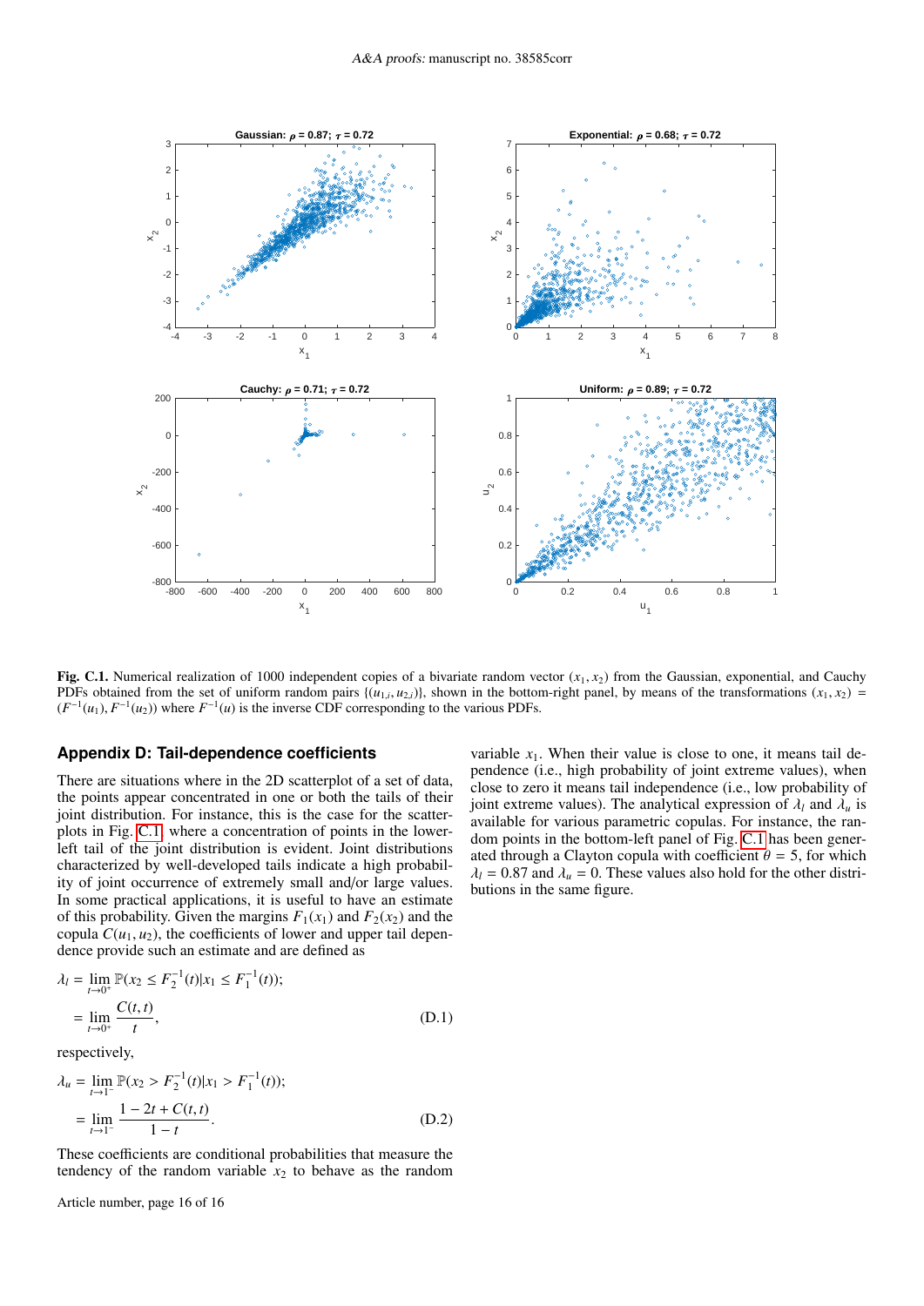Gaussian: $\rho$ = 0.87; $\tau$ = 0.72

Exponential: $\rho$ = 0.68; $\tau$ = 0.72

Cauchy: $\rho$ = 0.71; $\tau$ = 0.72

Uniform: $\rho$ = 0.89; $\tau$ = 0.72

**Fig. C.1.** Numerical realization of 1000 independent copies of a bivariate random vector $(x_1, x_2)$ from the Gaussian, exponential, and Cauchy PDFs obtained from the set of uniform random pairs $\{(u_{1,i}, u_{2,i})\}$, shown in the bottom-right panel, by means of the transformations $(x_1, x_2) = (F^{-1}(u_1), F^{-1}(u_2))$ where $F^{-1}(u)$ is the inverse CDF corresponding to the various PDFs.

## Appendix D: Tail-dependence coefficients

There are situations where in the 2D scatterplot of a set of data, the points appear concentrated in one or both the tails of their joint distribution. For instance, this is the case for the scatterplots in Fig. C.1, where a concentration of points in the lower-left tail of the joint distribution is evident. Joint distributions characterized by well-developed tails indicate a high probability of joint occurrence of extremely small and/or large values. In some practical applications, it is useful to have an estimate of this probability. Given the margins $F_1(x_1)$ and $F_2(x_2)$ and the copula $C(u_1, u_2)$, the coefficients of lower and upper tail dependence provide such an estimate and are defined as

$$
\begin{aligned}
\lambda_l &= \lim_{t \to 0^+} \mathbb{P}(x_2 \leq F_2^{-1}(t) | x_1 \leq F_1^{-1}(t)); \\
&= \lim_{t \to 0^+} \frac{C(t,t)}{t}, \qquad \text{(D.1)}
\end{aligned}
$$

respectively,

$$
\begin{aligned}
\lambda_u &= \lim_{t \to 1^-} \mathbb{P}(x_2 > F_2^{-1}(t) | x_1 > F_1^{-1}(t)); \\
&= \lim_{t \to 1^-} \frac{1 - 2t + C(t,t)}{1 - t}. \qquad \text{(D.2)}
\end{aligned}
$$

These coefficients are conditional probabilities that measure the tendency of the random variable $x_2$ to behave as the random variable $x_1$. When their value is close to one, it means tail dependence (i.e., high probability of joint extreme values), when close to zero it means tail independence (i.e., low probability of joint extreme values). The analytical expression of $\lambda_l$ and $\lambda_u$ is available for various parametric copulas. For instance, the random points in the bottom-left panel of Fig. C.1 has been generated through a Clayton copula with coefficient $\theta = 5$, for which $\lambda_l = 0.87$ and $\lambda_u = 0$. These values also hold for the other distributions in the same figure.